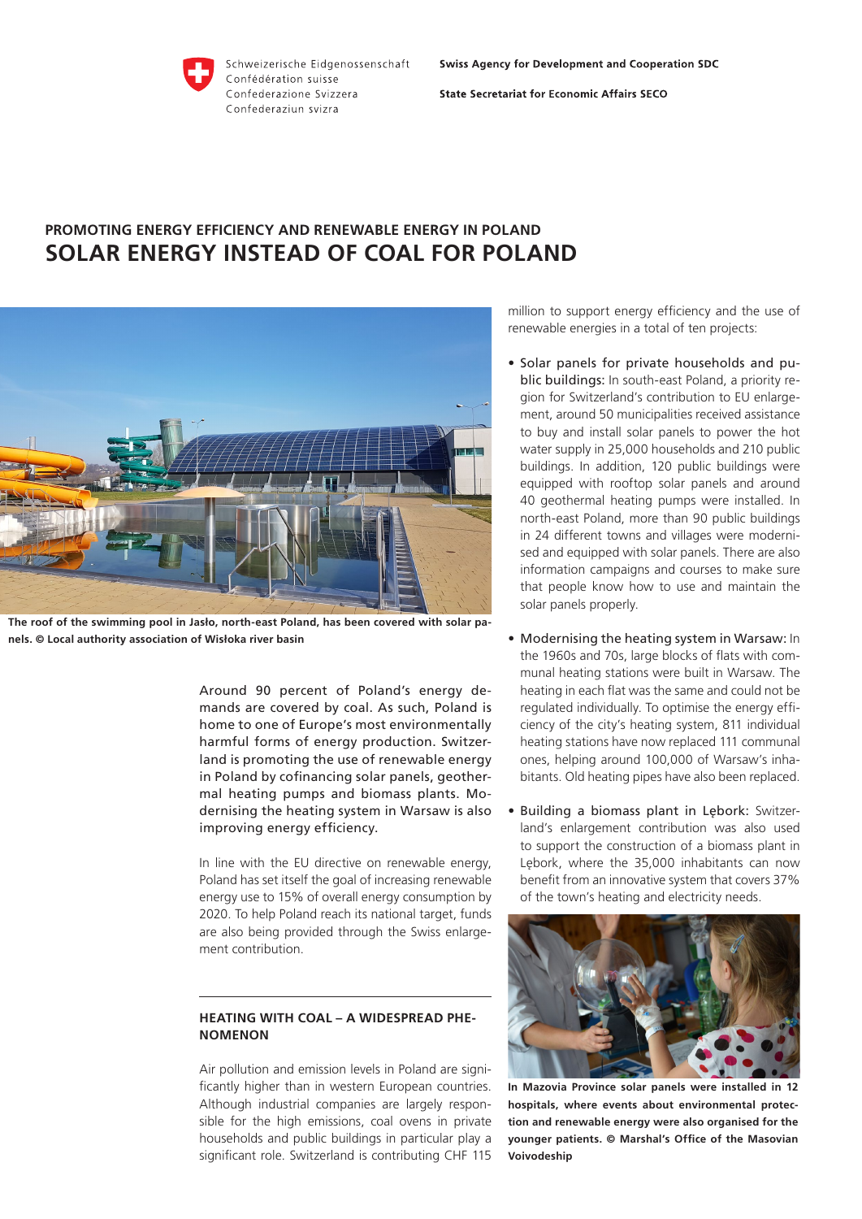Schweizerische Eidgenossenschaft
Confédération suisse
Confederazione Svizzera
Confederaziun svizra

**Swiss Agency for Development and Cooperation SDC**

**State Secretariat for Economic Affairs SECO**

## PROMOTING ENERGY EFFICIENCY AND RENEWABLE ENERGY IN POLAND

# SOLAR ENERGY INSTEAD OF COAL FOR POLAND

**The roof of the swimming pool in Jasło, north-east Poland, has been covered with solar panels. © Local authority association of Wisłoka river basin**

Around 90 percent of Poland's energy demands are covered by coal. As such, Poland is home to one of Europe's most environmentally harmful forms of energy production. Switzerland is promoting the use of renewable energy in Poland by cofinancing solar panels, geothermal heating pumps and biomass plants. Modernising the heating system in Warsaw is also improving energy efficiency.

In line with the EU directive on renewable energy, Poland has set itself the goal of increasing renewable energy use to 15% of overall energy consumption by 2020. To help Poland reach its national target, funds are also being provided through the Swiss enlargement contribution.

### HEATING WITH COAL – A WIDESPREAD PHENOMENON

Air pollution and emission levels in Poland are significantly higher than in western European countries. Although industrial companies are largely responsible for the high emissions, coal ovens in private households and public buildings in particular play a significant role. Switzerland is contributing CHF 115 million to support energy efficiency and the use of renewable energies in a total of ten projects:

- Solar panels for private households and public buildings: In south-east Poland, a priority region for Switzerland's contribution to EU enlargement, around 50 municipalities received assistance to buy and install solar panels to power the hot water supply in 25,000 households and 210 public buildings. In addition, 120 public buildings were equipped with rooftop solar panels and around 40 geothermal heating pumps were installed. In north-east Poland, more than 90 public buildings in 24 different towns and villages were modernised and equipped with solar panels. There are also information campaigns and courses to make sure that people know how to use and maintain the solar panels properly.
- Modernising the heating system in Warsaw: In the 1960s and 70s, large blocks of flats with communal heating stations were built in Warsaw. The heating in each flat was the same and could not be regulated individually. To optimise the energy efficiency of the city's heating system, 811 individual heating stations have now replaced 111 communal ones, helping around 100,000 of Warsaw's inhabitants. Old heating pipes have also been replaced.
- Building a biomass plant in Lębork: Switzerland's enlargement contribution was also used to support the construction of a biomass plant in Lębork, where the 35,000 inhabitants can now benefit from an innovative system that covers 37% of the town's heating and electricity needs.

**In Mazovia Province solar panels were installed in 12 hospitals, where events about environmental protection and renewable energy were also organised for the younger patients. © Marshal's Office of the Masovian Voivodeship**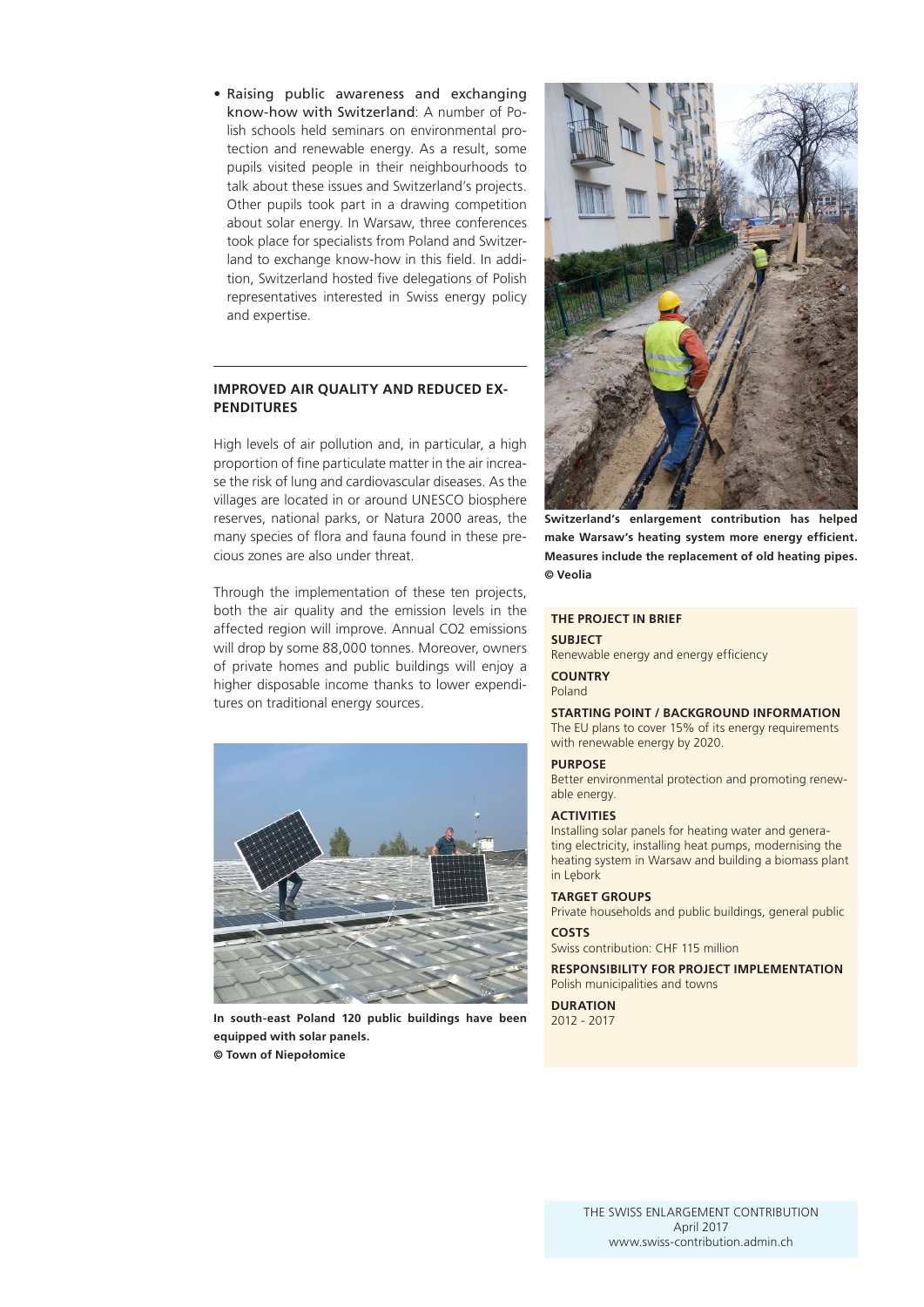- Raising public awareness and exchanging know-how with Switzerland: A number of Polish schools held seminars on environmental protection and renewable energy. As a result, some pupils visited people in their neighbourhoods to talk about these issues and Switzerland's projects. Other pupils took part in a drawing competition about solar energy. In Warsaw, three conferences took place for specialists from Poland and Switzerland to exchange know-how in this field. In addition, Switzerland hosted five delegations of Polish representatives interested in Swiss energy policy and expertise.

### IMPROVED AIR QUALITY AND REDUCED EXPENDITURES

High levels of air pollution and, in particular, a high proportion of fine particulate matter in the air increase the risk of lung and cardiovascular diseases. As the villages are located in or around UNESCO biosphere reserves, national parks, or Natura 2000 areas, the many species of flora and fauna found in these precious zones are also under threat.

Through the implementation of these ten projects, both the air quality and the emission levels in the affected region will improve. Annual $CO_2$ emissions will drop by some 88,000 tonnes. Moreover, owners of private homes and public buildings will enjoy a higher disposable income thanks to lower expenditures on traditional energy sources.

**In south-east Poland 120 public buildings have been equipped with solar panels.**
**© Town of Niepołomice**

**Switzerland's enlargement contribution has helped make Warsaw's heating system more energy efficient. Measures include the replacement of old heating pipes. © Veolia**

**THE PROJECT IN BRIEF**

**SUBJECT**
Renewable energy and energy efficiency

**COUNTRY**
Poland

**STARTING POINT / BACKGROUND INFORMATION**
The EU plans to cover 15% of its energy requirements with renewable energy by 2020.

**PURPOSE**
Better environmental protection and promoting renewable energy.

**ACTIVITIES**
Installing solar panels for heating water and generating electricity, installing heat pumps, modernising the heating system in Warsaw and building a biomass plant in Lębork

**TARGET GROUPS**
Private households and public buildings, general public

**COSTS**
Swiss contribution: CHF 115 million

**RESPONSIBILITY FOR PROJECT IMPLEMENTATION**
Polish municipalities and towns

**DURATION**
2012 - 2017

THE SWISS ENLARGEMENT CONTRIBUTION
April 2017
www.swiss-contribution.admin.ch